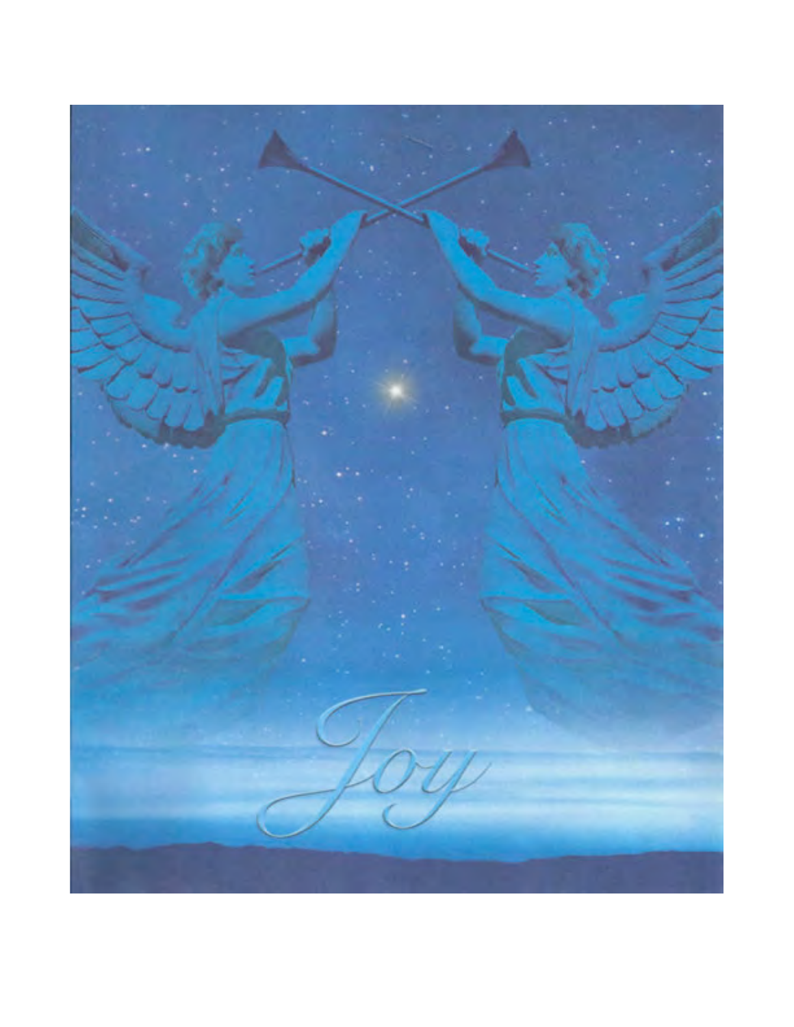Joy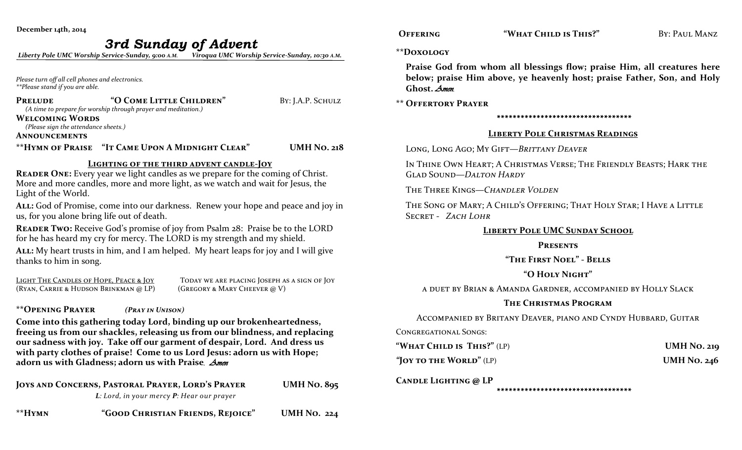**December 14th, 2014**

# *3rd Sunday of Advent*

*Liberty Pole UMC Worship Service-Sunday, 9:00 A.M.  Viroqua UMC Worship Service-Sunday, 10:30 A.M.*

*Please turn off all cell phones and electronics.*
*\*\*Please stand if you are able.*

**PRELUDE** "**O COME LITTLE CHILDREN**" BY: J.A.P. SCHULZ
*(A time to prepare for worship through prayer and meditation.)*

**WELCOMING WORDS**
*(Please sign the attendance sheets.)*

**ANNOUNCEMENTS**

\*\***HYMN OF PRAISE** "**IT CAME UPON A MIDNIGHT CLEAR**" **UMH NO. 218**

## LIGHTING OF THE THIRD ADVENT CANDLE-JOY

**READER ONE:** Every year we light candles as we prepare for the coming of Christ. More and more candles, more and more light, as we watch and wait for Jesus, the Light of the World.

**ALL:** God of Promise, come into our darkness. Renew your hope and peace and joy in us, for you alone bring life out of death.

**READER TWO:** Receive God's promise of joy from Psalm 28: Praise be to the LORD for he has heard my cry for mercy. The LORD is my strength and my shield.

**ALL:** My heart trusts in him, and I am helped. My heart leaps for joy and I will give thanks to him in song.

LIGHT THE CANDLES OF HOPE, PEACE & JOY (RYAN, CARRIE & HUDSON BRINKMAN @ LP)
TODAY WE ARE PLACING JOSEPH AS A SIGN OF JOY (GREGORY & MARY CHEEVER @ V)

\*\***OPENING PRAYER** ***(PRAY IN UNISON)***

**Come into this gathering today Lord, binding up our brokenheartedness, freeing us from our shackles, releasing us from our blindness, and replacing our sadness with joy. Take off our garment of despair, Lord. And dress us with party clothes of praise! Come to us Lord Jesus: adorn us with Hope; adorn us with Gladness; adorn us with Praise.** *Amen*

**JOYS AND CONCERNS, PASTORAL PRAYER, LORD'S PRAYER** **UMH NO. 895**
***L**: Lord, in your mercy **P**: Hear our prayer*

\*\***HYMN** "**GOOD CHRISTIAN FRIENDS, REJOICE**" **UMH NO. 224**

**OFFERING** "**WHAT CHILD IS THIS?**" BY: PAUL MANZ

\*\***DOXOLOGY**

**Praise God from whom all blessings flow; praise Him, all creatures here below; praise Him above, ye heavenly host; praise Father, Son, and Holy Ghost.** *Amen*

\*\* **OFFERTORY PRAYER**

\*\*\*\*\*\*\*\*\*\*\*\*\*\*\*\*\*\*\*\*\*\*\*\*\*\*\*\*\*\*\*\*\*\*

## LIBERTY POLE CHRISTMAS READINGS

LONG, LONG AGO; MY GIFT—*BRITTANY DEAVER*

IN THINE OWN HEART; A CHRISTMAS VERSE; THE FRIENDLY BEASTS; HARK THE GLAD SOUND—*DALTON HARDY*

THE THREE KINGS—*CHANDLER VOLDEN*

THE SONG OF MARY; A CHILD'S OFFERING; THAT HOLY STAR; I HAVE A LITTLE SECRET - *ZACH LOHR*

## LIBERTY POLE UMC SUNDAY SCHOOL

**PRESENTS**

**"THE FIRST NOEL" - BELLS**

**"O HOLY NIGHT"**

A DUET BY BRIAN & AMANDA GARDNER, ACCOMPANIED BY HOLLY SLACK

**THE CHRISTMAS PROGRAM**

ACCOMPANIED BY BRITANY DEAVER, PIANO AND CYNDY HUBBARD, GUITAR

CONGREGATIONAL SONGS:

**"WHAT CHILD IS THIS?"** (LP) **UMH NO. 219**

**"JOY TO THE WORLD"** (LP) **UMH NO. 246**

**CANDLE LIGHTING @ LP**

\*\*\*\*\*\*\*\*\*\*\*\*\*\*\*\*\*\*\*\*\*\*\*\*\*\*\*\*\*\*\*\*\*\*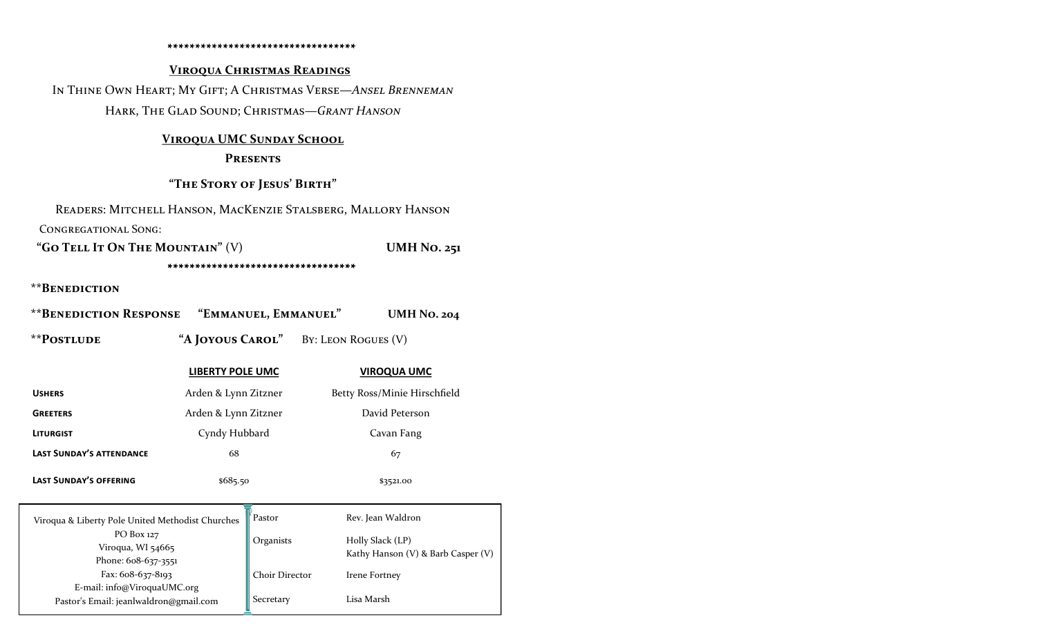*********************************

**VIROQUA CHRISTMAS READINGS**

In Thine Own Heart; My Gift; A Christmas Verse—*Ansel Brenneman*

Hark, The Glad Sound; Christmas—*Grant Hanson*

**VIROQUA UMC SUNDAY SCHOOL**

**PRESENTS**

**"THE STORY OF JESUS' BIRTH"**

Readers: Mitchell Hanson, MacKenzie Stalsberg, Mallory Hanson

Congregational Song:

**"Go Tell It On The Mountain"** (V) **UMH No. 251**

*********************************

****Benediction**

****Benediction Response** **"Emmanuel, Emmanuel"** **UMH No. 204**

****Postlude** **"A Joyous Carol"** By: Leon Rogues (V)

| | LIBERTY POLE UMC | VIROQUA UMC |
| --- | --- | --- |
| **USHERS** | Arden & Lynn Zitzner | Betty Ross/Minie Hirschfield |
| **GREETERS** | Arden & Lynn Zitzner | David Peterson |
| **LITURGIST** | Cyndy Hubbard | Cavan Fang |
| **LAST SUNDAY'S ATTENDANCE** | 68 | 67 |
| **LAST SUNDAY'S OFFERING** | $685.50 | $3521.00 |

Viroqua & Liberty Pole United Methodist Churches
PO Box 127
Viroqua, WI 54665
Phone: 608-637-3551
Fax: 608-637-8193
E-mail: info@ViroquaUMC.org
Pastor's Email: jeanlwaldron@gmail.com

| | |
| --- | --- |
| Pastor | Rev. Jean Waldron |
| Organists | Holly Slack (LP)<br>Kathy Hanson (V) & Barb Casper (V) |
| Choir Director | Irene Fortney |
| Secretary | Lisa Marsh |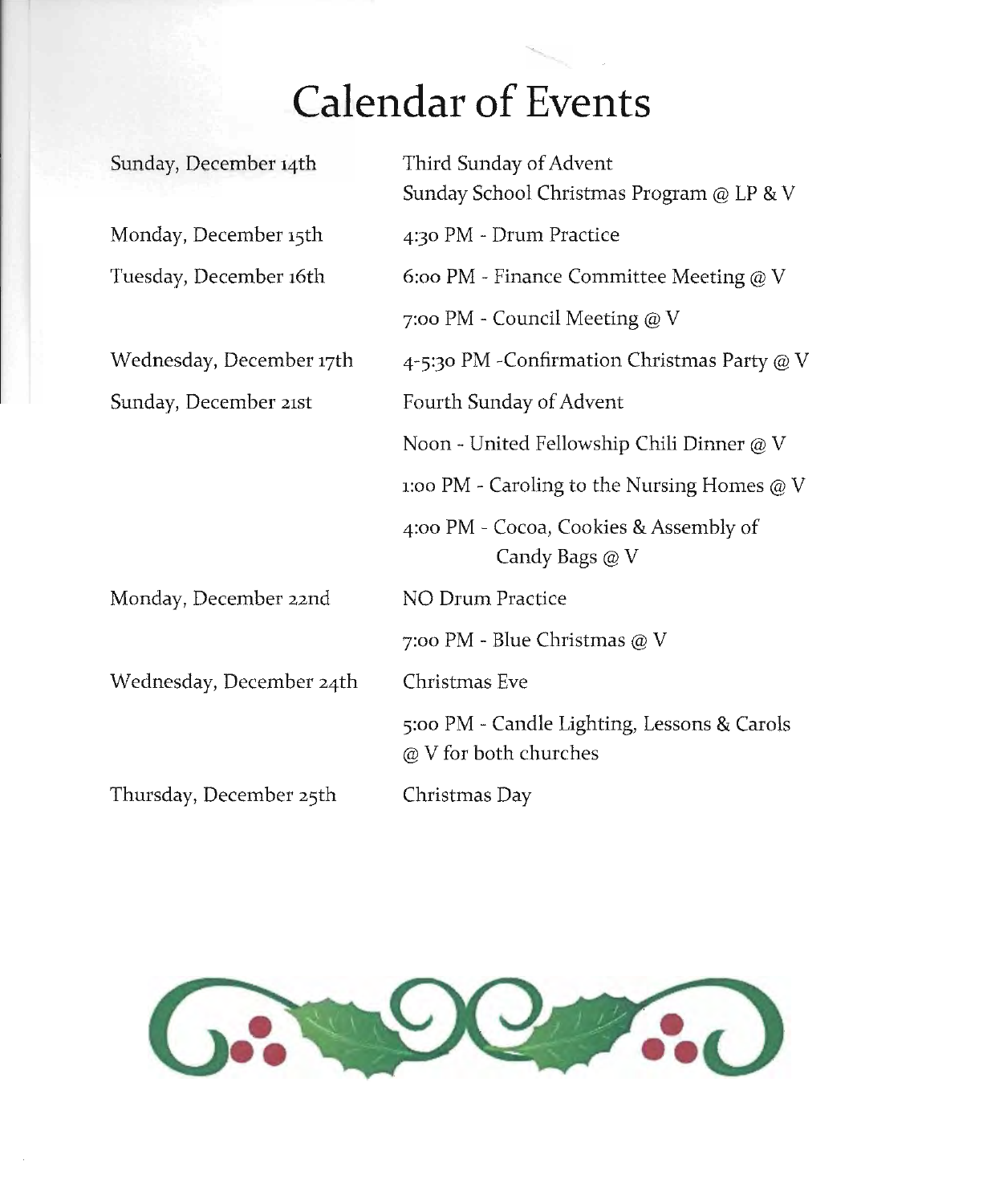# Calendar of Events

| | |
|---|---|
| Sunday, December 14th | Third Sunday of Advent<br>Sunday School Christmas Program @ LP & V |
| Monday, December 15th | 4:30 PM - Drum Practice |
| Tuesday, December 16th | 6:00 PM - Finance Committee Meeting @ V |
| | 7:00 PM - Council Meeting @ V |
| Wednesday, December 17th | 4-5:30 PM -Confirmation Christmas Party @ V |
| Sunday, December 21st | Fourth Sunday of Advent |
| | Noon - United Fellowship Chili Dinner @ V |
| | 1:00 PM - Caroling to the Nursing Homes @ V |
| | 4:00 PM - Cocoa, Cookies & Assembly of Candy Bags @ V |
| Monday, December 22nd | NO Drum Practice |
| | 7:00 PM - Blue Christmas @ V |
| Wednesday, December 24th | Christmas Eve |
| | 5:00 PM - Candle Lighting, Lessons & Carols @ V for both churches |
| Thursday, December 25th | Christmas Day |